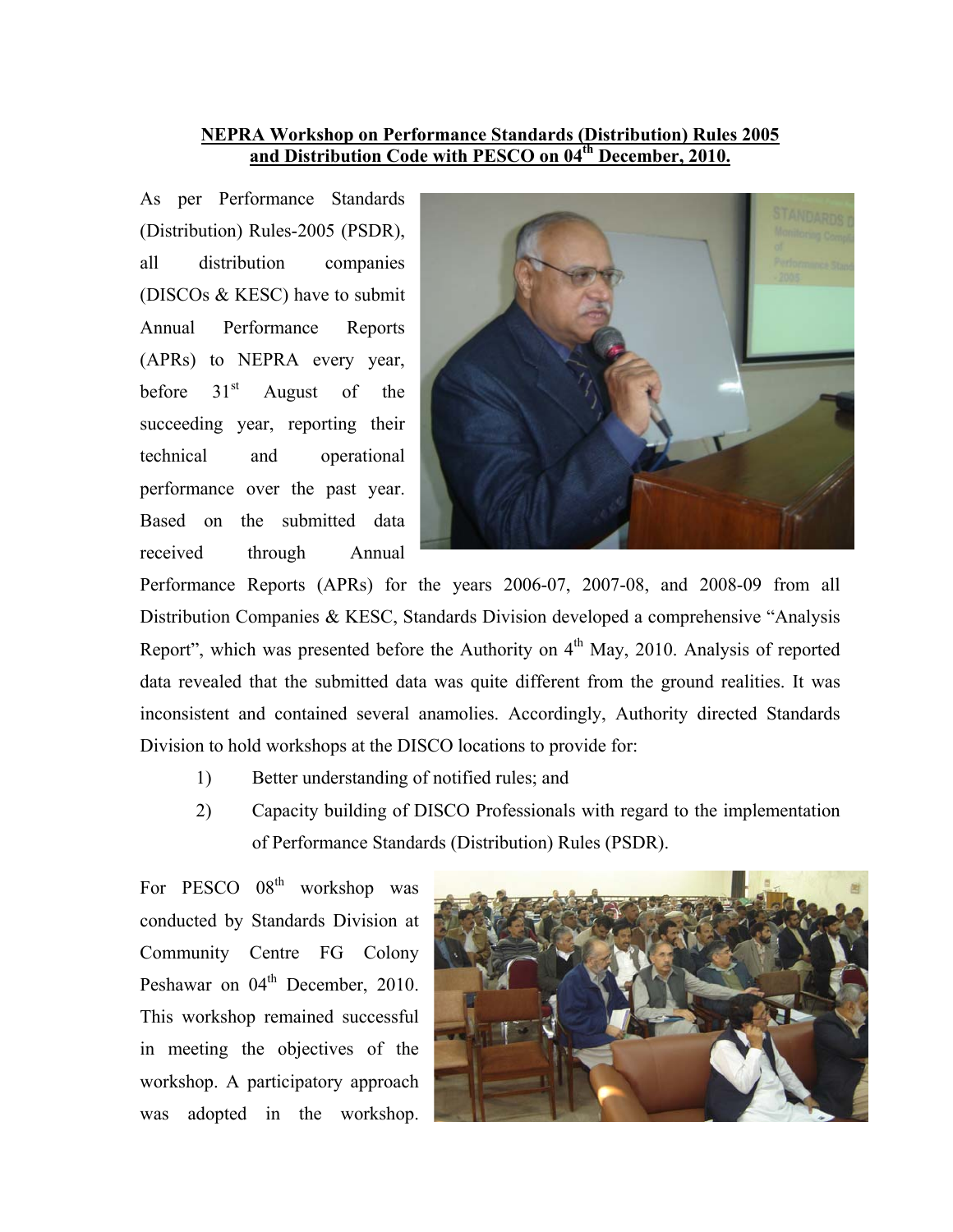**NEPRA Workshop on Performance Standards (Distribution) Rules 2005 and Distribution Code with PESCO on 04th December, 2010.**

As per Performance Standards (Distribution) Rules-2005 (PSDR), all distribution companies (DISCOs & KESC) have to submit Annual Performance Reports (APRs) to NEPRA every year, before 31st August of the succeeding year, reporting their technical and operational performance over the past year. Based on the submitted data received through Annual Performance Reports (APRs) for the years 2006-07, 2007-08, and 2008-09 from all Distribution Companies & KESC, Standards Division developed a comprehensive "Analysis Report", which was presented before the Authority on 4th May, 2010. Analysis of reported data revealed that the submitted data was quite different from the ground realities. It was inconsistent and contained several anamolies. Accordingly, Authority directed Standards Division to hold workshops at the DISCO locations to provide for:

1) Better understanding of notified rules; and
2) Capacity building of DISCO Professionals with regard to the implementation of Performance Standards (Distribution) Rules (PSDR).

For PESCO 08th workshop was conducted by Standards Division at Community Centre FG Colony Peshawar on 04th December, 2010. This workshop remained successful in meeting the objectives of the workshop. A participatory approach was adopted in the workshop.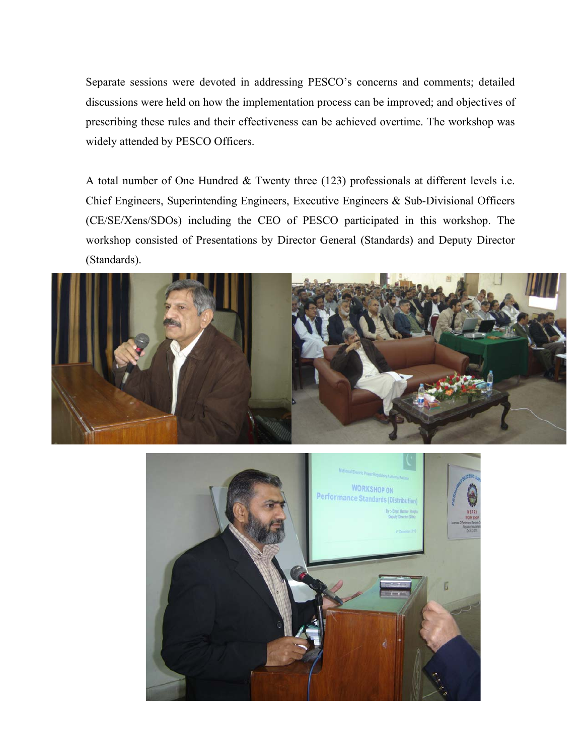Separate sessions were devoted in addressing PESCO's concerns and comments; detailed discussions were held on how the implementation process can be improved; and objectives of prescribing these rules and their effectiveness can be achieved overtime. The workshop was widely attended by PESCO Officers.

A total number of One Hundred & Twenty three (123) professionals at different levels i.e. Chief Engineers, Superintending Engineers, Executive Engineers & Sub-Divisional Officers (CE/SE/Xens/SDOs) including the CEO of PESCO participated in this workshop. The workshop consisted of Presentations by Director General (Standards) and Deputy Director (Standards).